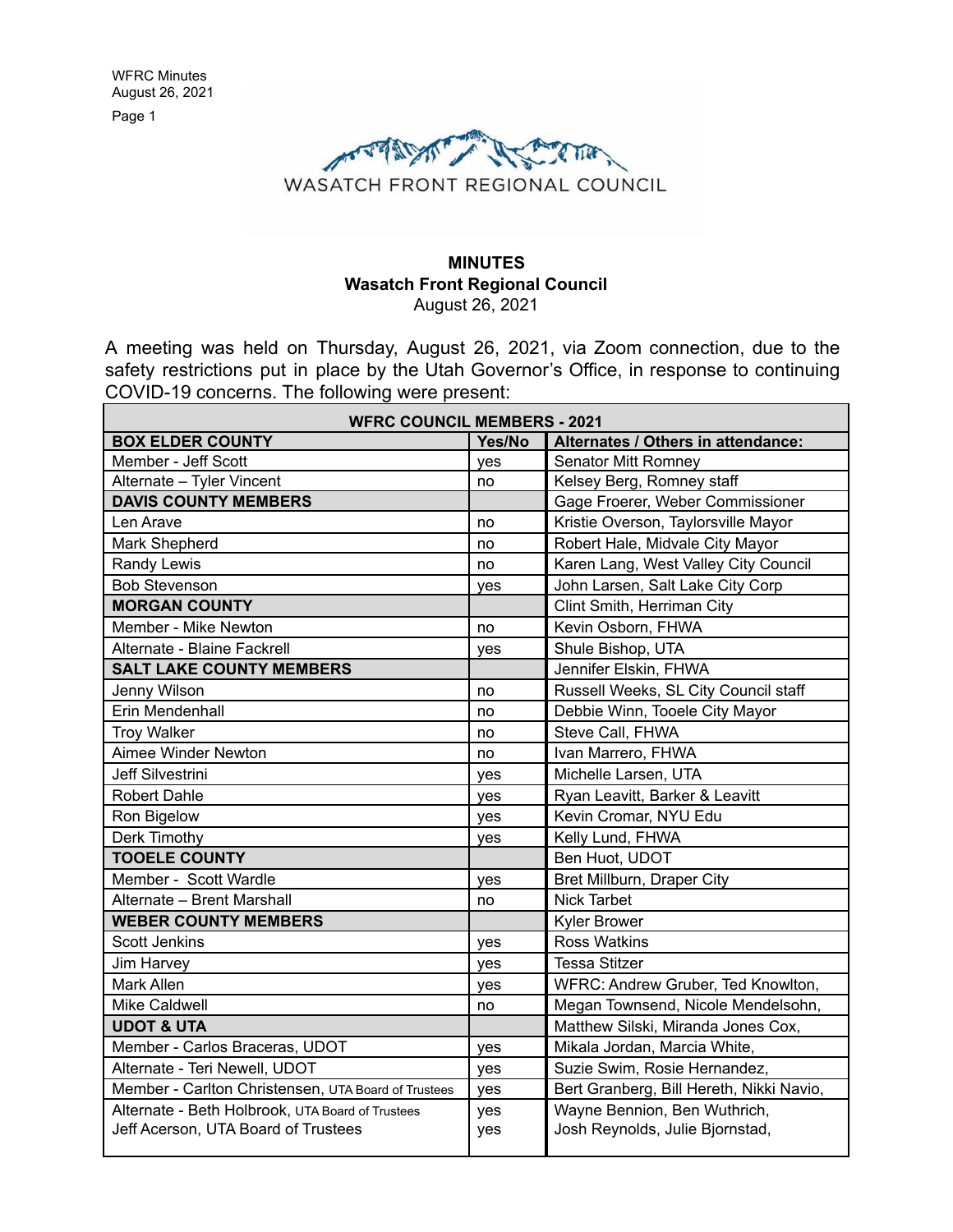WASATCH FRONT REGIONAL COUNCIL

# MINUTES
## Wasatch Front Regional Council
August 26, 2021

A meeting was held on Thursday, August 26, 2021, via Zoom connection, due to the safety restrictions put in place by the Utah Governor's Office, in response to continuing COVID-19 concerns. The following were present:

| WFRC COUNCIL MEMBERS - 2021 | | |
|---|---|---|
| **BOX ELDER COUNTY** | **Yes/No** | **Alternates / Others in attendance:** |
| Member - Jeff Scott | yes | Senator Mitt Romney |
| Alternate – Tyler Vincent | no | Kelsey Berg, Romney staff |
| **DAVIS COUNTY MEMBERS** | | Gage Froerer, Weber Commissioner |
| Len Arave | no | Kristie Overson, Taylorsville Mayor |
| Mark Shepherd | no | Robert Hale, Midvale City Mayor |
| Randy Lewis | no | Karen Lang, West Valley City Council |
| Bob Stevenson | yes | John Larsen, Salt Lake City Corp |
| **MORGAN COUNTY** | | Clint Smith, Herriman City |
| Member - Mike Newton | no | Kevin Osborn, FHWA |
| Alternate - Blaine Fackrell | yes | Shule Bishop, UTA |
| **SALT LAKE COUNTY MEMBERS** | | Jennifer Elskin, FHWA |
| Jenny Wilson | no | Russell Weeks, SL City Council staff |
| Erin Mendenhall | no | Debbie Winn, Tooele City Mayor |
| Troy Walker | no | Steve Call, FHWA |
| Aimee Winder Newton | no | Ivan Marrero, FHWA |
| Jeff Silvestrini | yes | Michelle Larsen, UTA |
| Robert Dahle | yes | Ryan Leavitt, Barker & Leavitt |
| Ron Bigelow | yes | Kevin Cromar, NYU Edu |
| Derk Timothy | yes | Kelly Lund, FHWA |
| **TOOELE COUNTY** | | Ben Huot, UDOT |
| Member - Scott Wardle | yes | Bret Millburn, Draper City |
| Alternate – Brent Marshall | no | Nick Tarbet |
| **WEBER COUNTY MEMBERS** | | Kyler Brower |
| Scott Jenkins | yes | Ross Watkins |
| Jim Harvey | yes | Tessa Stitzer |
| Mark Allen | yes | WFRC: Andrew Gruber, Ted Knowlton, |
| Mike Caldwell | no | Megan Townsend, Nicole Mendelsohn, |
| **UDOT & UTA** | | Matthew Silski, Miranda Jones Cox, |
| Member - Carlos Braceras, UDOT | yes | Mikala Jordan, Marcia White, |
| Alternate - Teri Newell, UDOT | yes | Suzie Swim, Rosie Hernandez, |
| Member - Carlton Christensen, UTA Board of Trustees | yes | Bert Granberg, Bill Hereth, Nikki Navio, |
| Alternate - Beth Holbrook, UTA Board of Trustees<br>Jeff Acerson, UTA Board of Trustees | yes<br>yes | Wayne Bennion, Ben Wuthrich,<br>Josh Reynolds, Julie Bjornstad, |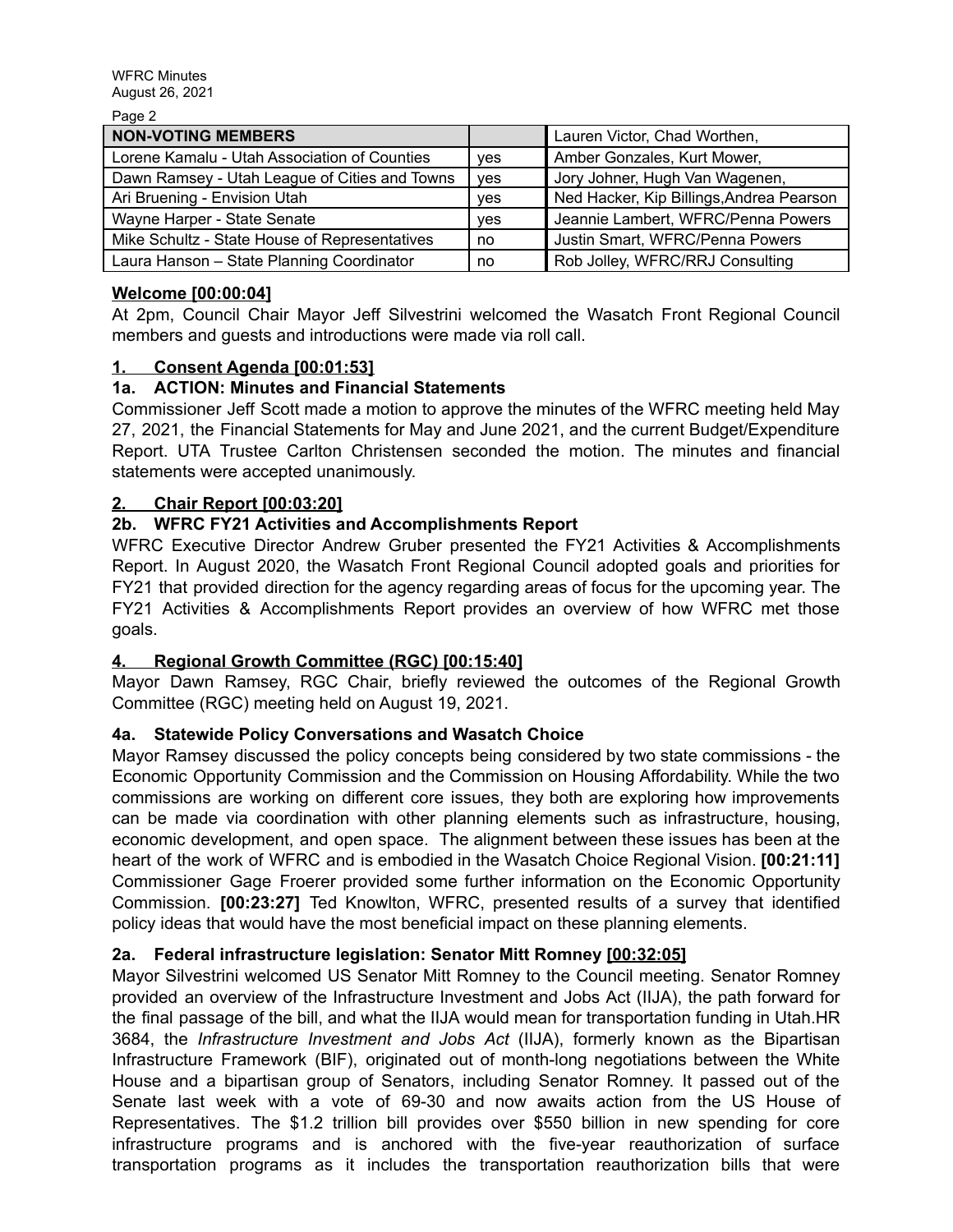| NON-VOTING MEMBERS | | Lauren Victor, Chad Worthen, |
|---|---|---|
| Lorene Kamalu - Utah Association of Counties | yes | Amber Gonzales, Kurt Mower, |
| Dawn Ramsey - Utah League of Cities and Towns | yes | Jory Johner, Hugh Van Wagenen, |
| Ari Bruening - Envision Utah | yes | Ned Hacker, Kip Billings,Andrea Pearson |
| Wayne Harper - State Senate | yes | Jeannie Lambert, WFRC/Penna Powers |
| Mike Schultz - State House of Representatives | no | Justin Smart, WFRC/Penna Powers |
| Laura Hanson – State Planning Coordinator | no | Rob Jolley, WFRC/RRJ Consulting |

**Welcome [00:00:04]**

At 2pm, Council Chair Mayor Jeff Silvestrini welcomed the Wasatch Front Regional Council members and guests and introductions were made via roll call.

**1. Consent Agenda [00:01:53]**

**1a. ACTION: Minutes and Financial Statements**

Commissioner Jeff Scott made a motion to approve the minutes of the WFRC meeting held May 27, 2021, the Financial Statements for May and June 2021, and the current Budget/Expenditure Report. UTA Trustee Carlton Christensen seconded the motion. The minutes and financial statements were accepted unanimously.

**2. Chair Report [00:03:20]**

**2b. WFRC FY21 Activities and Accomplishments Report**

WFRC Executive Director Andrew Gruber presented the FY21 Activities & Accomplishments Report. In August 2020, the Wasatch Front Regional Council adopted goals and priorities for FY21 that provided direction for the agency regarding areas of focus for the upcoming year. The FY21 Activities & Accomplishments Report provides an overview of how WFRC met those goals.

**4. Regional Growth Committee (RGC) [00:15:40]**

Mayor Dawn Ramsey, RGC Chair, briefly reviewed the outcomes of the Regional Growth Committee (RGC) meeting held on August 19, 2021.

**4a. Statewide Policy Conversations and Wasatch Choice**

Mayor Ramsey discussed the policy concepts being considered by two state commissions - the Economic Opportunity Commission and the Commission on Housing Affordability. While the two commissions are working on different core issues, they both are exploring how improvements can be made via coordination with other planning elements such as infrastructure, housing, economic development, and open space. The alignment between these issues has been at the heart of the work of WFRC and is embodied in the Wasatch Choice Regional Vision. **[00:21:11]** Commissioner Gage Froerer provided some further information on the Economic Opportunity Commission. **[00:23:27]** Ted Knowlton, WFRC, presented results of a survey that identified policy ideas that would have the most beneficial impact on these planning elements.

**2a. Federal infrastructure legislation: Senator Mitt Romney [00:32:05]**

Mayor Silvestrini welcomed US Senator Mitt Romney to the Council meeting. Senator Romney provided an overview of the Infrastructure Investment and Jobs Act (IIJA), the path forward for the final passage of the bill, and what the IIJA would mean for transportation funding in Utah.HR 3684, the *Infrastructure Investment and Jobs Act* (IIJA), formerly known as the Bipartisan Infrastructure Framework (BIF), originated out of month-long negotiations between the White House and a bipartisan group of Senators, including Senator Romney. It passed out of the Senate last week with a vote of 69-30 and now awaits action from the US House of Representatives. The $1.2 trillion bill provides over $550 billion in new spending for core infrastructure programs and is anchored with the five-year reauthorization of surface transportation programs as it includes the transportation reauthorization bills that were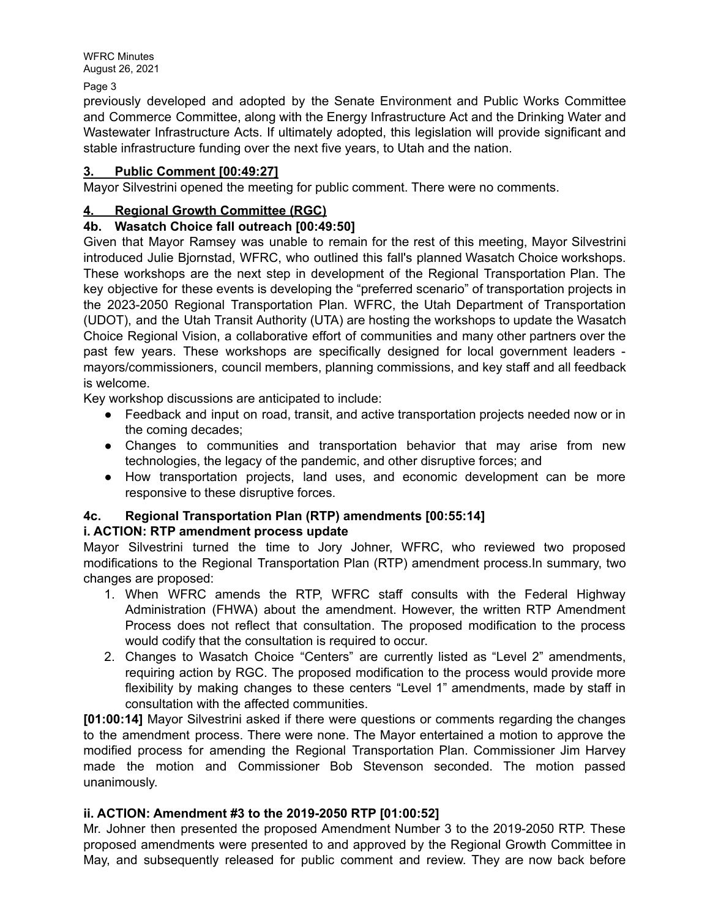previously developed and adopted by the Senate Environment and Public Works Committee and Commerce Committee, along with the Energy Infrastructure Act and the Drinking Water and Wastewater Infrastructure Acts. If ultimately adopted, this legislation will provide significant and stable infrastructure funding over the next five years, to Utah and the nation.

## 3. Public Comment [00:49:27]

Mayor Silvestrini opened the meeting for public comment. There were no comments.

## 4. Regional Growth Committee (RGC)

### 4b. Wasatch Choice fall outreach [00:49:50]

Given that Mayor Ramsey was unable to remain for the rest of this meeting, Mayor Silvestrini introduced Julie Bjornstad, WFRC, who outlined this fall's planned Wasatch Choice workshops. These workshops are the next step in development of the Regional Transportation Plan. The key objective for these events is developing the "preferred scenario" of transportation projects in the 2023-2050 Regional Transportation Plan. WFRC, the Utah Department of Transportation (UDOT), and the Utah Transit Authority (UTA) are hosting the workshops to update the Wasatch Choice Regional Vision, a collaborative effort of communities and many other partners over the past few years. These workshops are specifically designed for local government leaders - mayors/commissioners, council members, planning commissions, and key staff and all feedback is welcome.

Key workshop discussions are anticipated to include:

- Feedback and input on road, transit, and active transportation projects needed now or in the coming decades;
- Changes to communities and transportation behavior that may arise from new technologies, the legacy of the pandemic, and other disruptive forces; and
- How transportation projects, land uses, and economic development can be more responsive to these disruptive forces.

### 4c. Regional Transportation Plan (RTP) amendments [00:55:14]

**i. ACTION: RTP amendment process update**

Mayor Silvestrini turned the time to Jory Johner, WFRC, who reviewed two proposed modifications to the Regional Transportation Plan (RTP) amendment process.In summary, two changes are proposed:

1. When WFRC amends the RTP, WFRC staff consults with the Federal Highway Administration (FHWA) about the amendment. However, the written RTP Amendment Process does not reflect that consultation. The proposed modification to the process would codify that the consultation is required to occur.
2. Changes to Wasatch Choice "Centers" are currently listed as "Level 2" amendments, requiring action by RGC. The proposed modification to the process would provide more flexibility by making changes to these centers "Level 1" amendments, made by staff in consultation with the affected communities.

**[01:00:14]** Mayor Silvestrini asked if there were questions or comments regarding the changes to the amendment process. There were none. The Mayor entertained a motion to approve the modified process for amending the Regional Transportation Plan. Commissioner Jim Harvey made the motion and Commissioner Bob Stevenson seconded. The motion passed unanimously.

**ii. ACTION: Amendment #3 to the 2019-2050 RTP [01:00:52]**

Mr. Johner then presented the proposed Amendment Number 3 to the 2019-2050 RTP. These proposed amendments were presented to and approved by the Regional Growth Committee in May, and subsequently released for public comment and review. They are now back before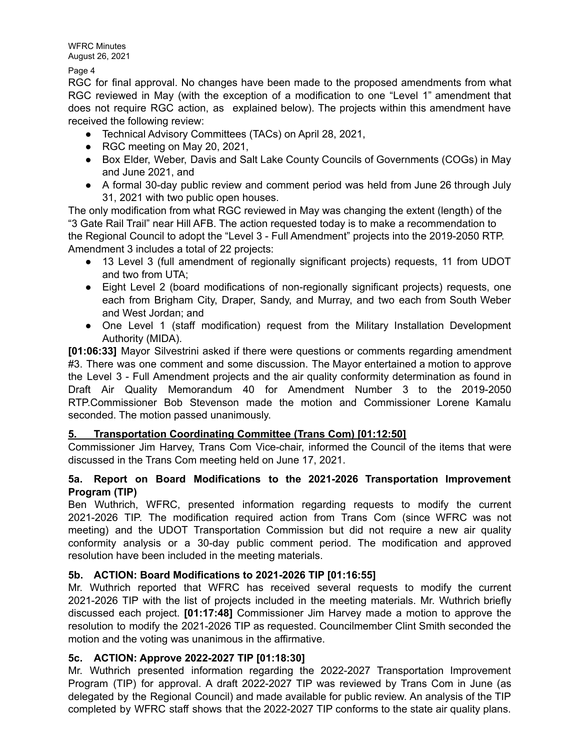RGC for final approval. No changes have been made to the proposed amendments from what RGC reviewed in May (with the exception of a modification to one "Level 1" amendment that does not require RGC action, as explained below). The projects within this amendment have received the following review:

- Technical Advisory Committees (TACs) on April 28, 2021,
- RGC meeting on May 20, 2021,
- Box Elder, Weber, Davis and Salt Lake County Councils of Governments (COGs) in May and June 2021, and
- A formal 30-day public review and comment period was held from June 26 through July 31, 2021 with two public open houses.

The only modification from what RGC reviewed in May was changing the extent (length) of the "3 Gate Rail Trail" near Hill AFB. The action requested today is to make a recommendation to the Regional Council to adopt the "Level 3 - Full Amendment" projects into the 2019-2050 RTP. Amendment 3 includes a total of 22 projects:

- 13 Level 3 (full amendment of regionally significant projects) requests, 11 from UDOT and two from UTA;
- Eight Level 2 (board modifications of non-regionally significant projects) requests, one each from Brigham City, Draper, Sandy, and Murray, and two each from South Weber and West Jordan; and
- One Level 1 (staff modification) request from the Military Installation Development Authority (MIDA).

**[01:06:33]** Mayor Silvestrini asked if there were questions or comments regarding amendment #3. There was one comment and some discussion. The Mayor entertained a motion to approve the Level 3 - Full Amendment projects and the air quality conformity determination as found in Draft Air Quality Memorandum 40 for Amendment Number 3 to the 2019-2050 RTP.Commissioner Bob Stevenson made the motion and Commissioner Lorene Kamalu seconded. The motion passed unanimously.

## <u>5. Transportation Coordinating Committee (Trans Com) [01:12:50]</u>

Commissioner Jim Harvey, Trans Com Vice-chair, informed the Council of the items that were discussed in the Trans Com meeting held on June 17, 2021.

### 5a. Report on Board Modifications to the 2021-2026 Transportation Improvement Program (TIP)

Ben Wuthrich, WFRC, presented information regarding requests to modify the current 2021-2026 TIP. The modification required action from Trans Com (since WFRC was not meeting) and the UDOT Transportation Commission but did not require a new air quality conformity analysis or a 30-day public comment period. The modification and approved resolution have been included in the meeting materials.

### 5b. ACTION: Board Modifications to 2021-2026 TIP [01:16:55]

Mr. Wuthrich reported that WFRC has received several requests to modify the current 2021-2026 TIP with the list of projects included in the meeting materials. Mr. Wuthrich briefly discussed each project. **[01:17:48]** Commissioner Jim Harvey made a motion to approve the resolution to modify the 2021-2026 TIP as requested. Councilmember Clint Smith seconded the motion and the voting was unanimous in the affirmative.

### 5c. ACTION: Approve 2022-2027 TIP [01:18:30]

Mr. Wuthrich presented information regarding the 2022-2027 Transportation Improvement Program (TIP) for approval. A draft 2022-2027 TIP was reviewed by Trans Com in June (as delegated by the Regional Council) and made available for public review. An analysis of the TIP completed by WFRC staff shows that the 2022-2027 TIP conforms to the state air quality plans.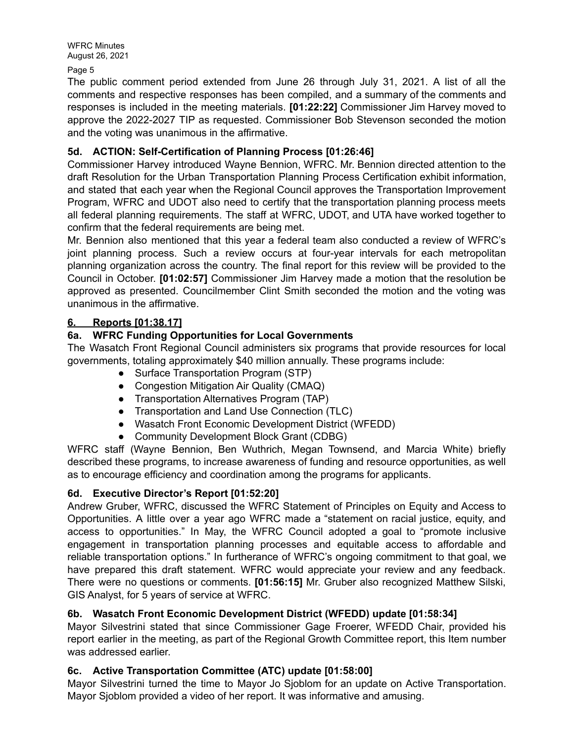The public comment period extended from June 26 through July 31, 2021. A list of all the comments and respective responses has been compiled, and a summary of the comments and responses is included in the meeting materials. **[01:22:22]** Commissioner Jim Harvey moved to approve the 2022-2027 TIP as requested. Commissioner Bob Stevenson seconded the motion and the voting was unanimous in the affirmative.

### 5d. ACTION: Self-Certification of Planning Process [01:26:46]

Commissioner Harvey introduced Wayne Bennion, WFRC. Mr. Bennion directed attention to the draft Resolution for the Urban Transportation Planning Process Certification exhibit information, and stated that each year when the Regional Council approves the Transportation Improvement Program, WFRC and UDOT also need to certify that the transportation planning process meets all federal planning requirements. The staff at WFRC, UDOT, and UTA have worked together to confirm that the federal requirements are being met.

Mr. Bennion also mentioned that this year a federal team also conducted a review of WFRC's joint planning process. Such a review occurs at four-year intervals for each metropolitan planning organization across the country. The final report for this review will be provided to the Council in October. **[01:02:57]** Commissioner Jim Harvey made a motion that the resolution be approved as presented. Councilmember Clint Smith seconded the motion and the voting was unanimous in the affirmative.

## 6. Reports [01:38.17]

### 6a. WFRC Funding Opportunities for Local Governments

The Wasatch Front Regional Council administers six programs that provide resources for local governments, totaling approximately $40 million annually. These programs include:

- Surface Transportation Program (STP)
- Congestion Mitigation Air Quality (CMAQ)
- Transportation Alternatives Program (TAP)
- Transportation and Land Use Connection (TLC)
- Wasatch Front Economic Development District (WFEDD)
- Community Development Block Grant (CDBG)

WFRC staff (Wayne Bennion, Ben Wuthrich, Megan Townsend, and Marcia White) briefly described these programs, to increase awareness of funding and resource opportunities, as well as to encourage efficiency and coordination among the programs for applicants.

### 6d. Executive Director's Report [01:52:20]

Andrew Gruber, WFRC, discussed the WFRC Statement of Principles on Equity and Access to Opportunities. A little over a year ago WFRC made a "statement on racial justice, equity, and access to opportunities." In May, the WFRC Council adopted a goal to "promote inclusive engagement in transportation planning processes and equitable access to affordable and reliable transportation options." In furtherance of WFRC's ongoing commitment to that goal, we have prepared this draft statement. WFRC would appreciate your review and any feedback. There were no questions or comments. **[01:56:15]** Mr. Gruber also recognized Matthew Silski, GIS Analyst, for 5 years of service at WFRC.

### 6b. Wasatch Front Economic Development District (WFEDD) update [01:58:34]

Mayor Silvestrini stated that since Commissioner Gage Froerer, WFEDD Chair, provided his report earlier in the meeting, as part of the Regional Growth Committee report, this Item number was addressed earlier.

### 6c. Active Transportation Committee (ATC) update [01:58:00]

Mayor Silvestrini turned the time to Mayor Jo Sjoblom for an update on Active Transportation. Mayor Sjoblom provided a video of her report. It was informative and amusing.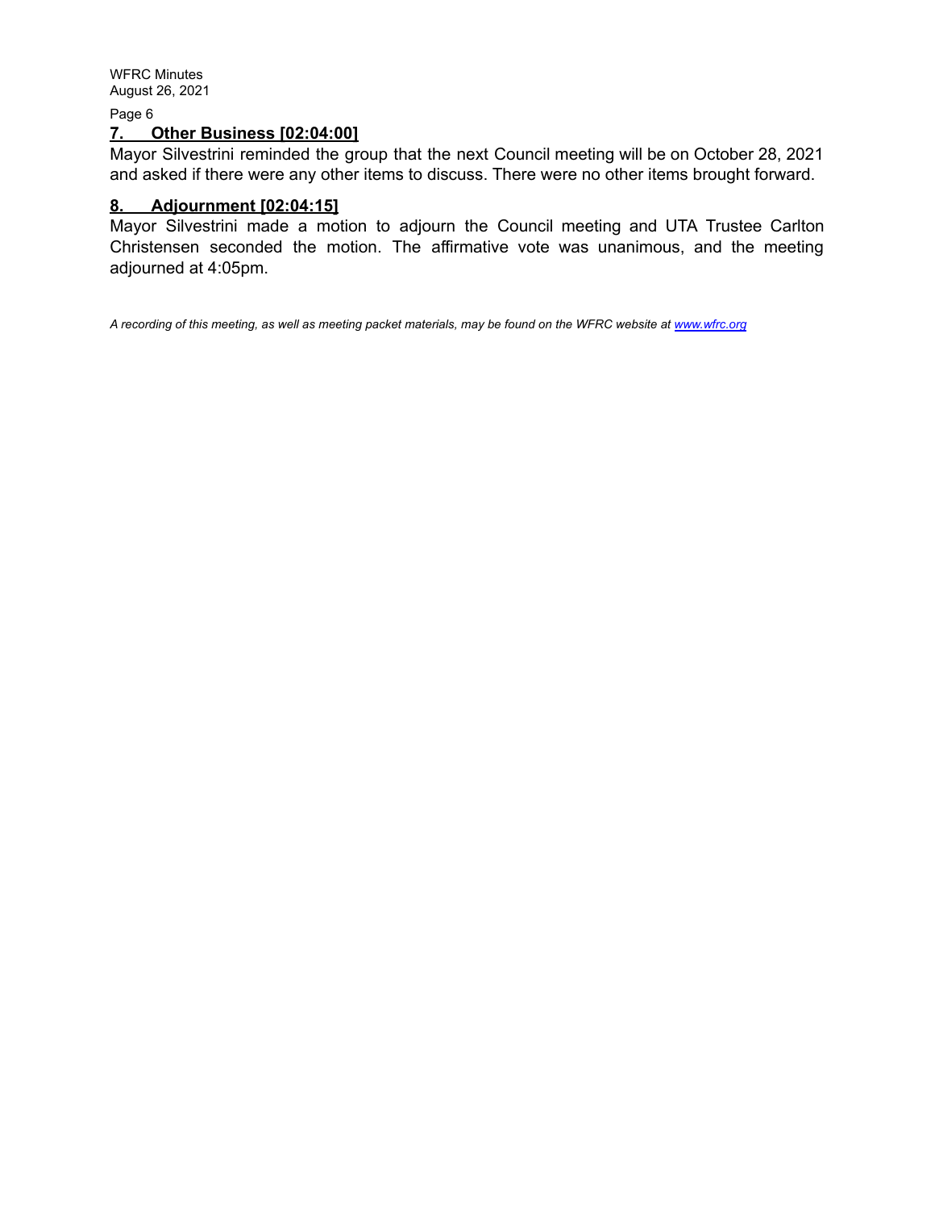## 7. Other Business [02:04:00]

Mayor Silvestrini reminded the group that the next Council meeting will be on October 28, 2021 and asked if there were any other items to discuss. There were no other items brought forward.

## 8. Adjournment [02:04:15]

Mayor Silvestrini made a motion to adjourn the Council meeting and UTA Trustee Carlton Christensen seconded the motion. The affirmative vote was unanimous, and the meeting adjourned at 4:05pm.

*A recording of this meeting, as well as meeting packet materials, may be found on the WFRC website at [www.wfrc.org](http://www.wfrc.org)*